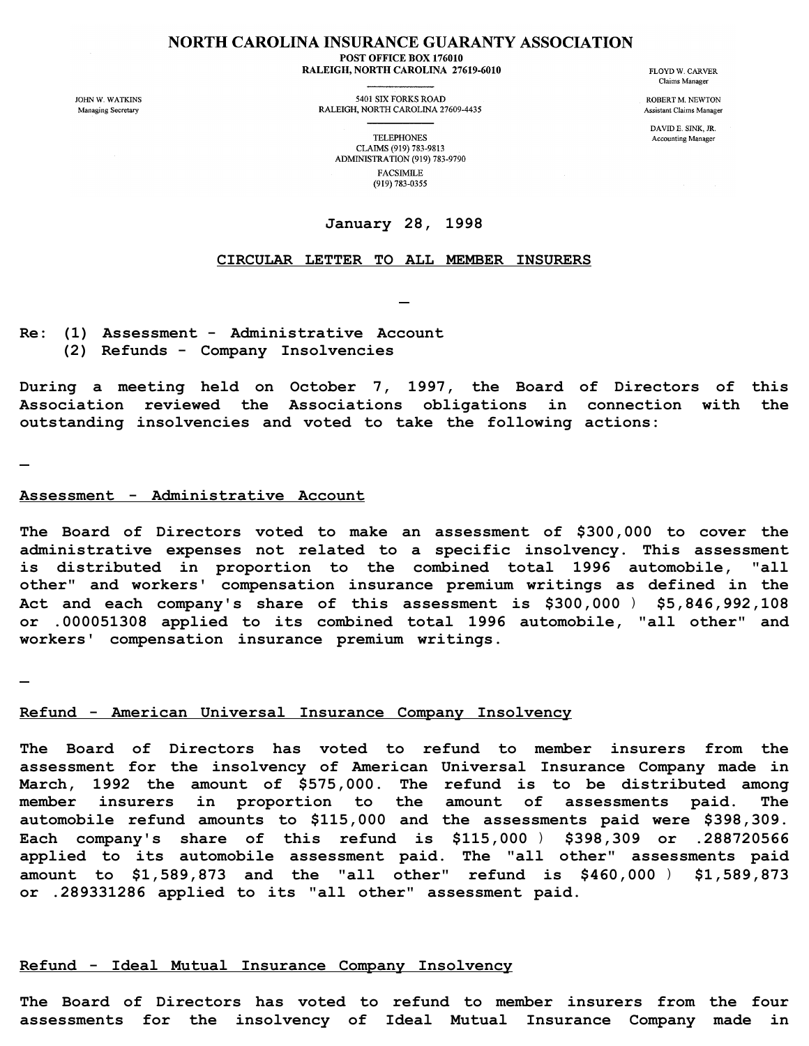# NORTH CAROLINA INSURANCE GUARANTY ASSOCIATION

POST OFFICE BOX 176010
RALEIGH, NORTH CAROLINA 27619-6010

5401 SIX FORKS ROAD
RALEIGH, NORTH CAROLINA 27609-4435

TELEPHONES
CLAIMS (919) 783-9813
ADMINISTRATION (919) 783-9790
FACSIMILE
(919) 783-0355

JOHN W. WATKINS
Managing Secretary

FLOYD W. CARVER
Claims Manager

ROBERT M. NEWTON
Assistant Claims Manager

DAVID E. SINK, JR.
Accounting Manager

January 28, 1998

CIRCULAR LETTER TO ALL MEMBER INSURERS

Re: (1) Assessment - Administrative Account
(2) Refunds - Company Insolvencies

During a meeting held on October 7, 1997, the Board of Directors of this Association reviewed the Associations obligations in connection with the outstanding insolvencies and voted to take the following actions:

## Assessment - Administrative Account

The Board of Directors voted to make an assessment of $300,000 to cover the administrative expenses not related to a specific insolvency. This assessment is distributed in proportion to the combined total 1996 automobile, "all other" and workers' compensation insurance premium writings as defined in the Act and each company's share of this assessment is $300,000 ÷ $5,846,992,108 or .000051308 applied to its combined total 1996 automobile, "all other" and workers' compensation insurance premium writings.

## Refund - American Universal Insurance Company Insolvency

The Board of Directors has voted to refund to member insurers from the assessment for the insolvency of American Universal Insurance Company made in March, 1992 the amount of $575,000. The refund is to be distributed among member insurers in proportion to the amount of assessments paid. The automobile refund amounts to $115,000 and the assessments paid were $398,309. Each company's share of this refund is $115,000 ÷ $398,309 or .288720566 applied to its automobile assessment paid. The "all other" assessments paid amount to $1,589,873 and the "all other" refund is $460,000 ÷ $1,589,873 or .289331286 applied to its "all other" assessment paid.

## Refund - Ideal Mutual Insurance Company Insolvency

The Board of Directors has voted to refund to member insurers from the four assessments for the insolvency of Ideal Mutual Insurance Company made in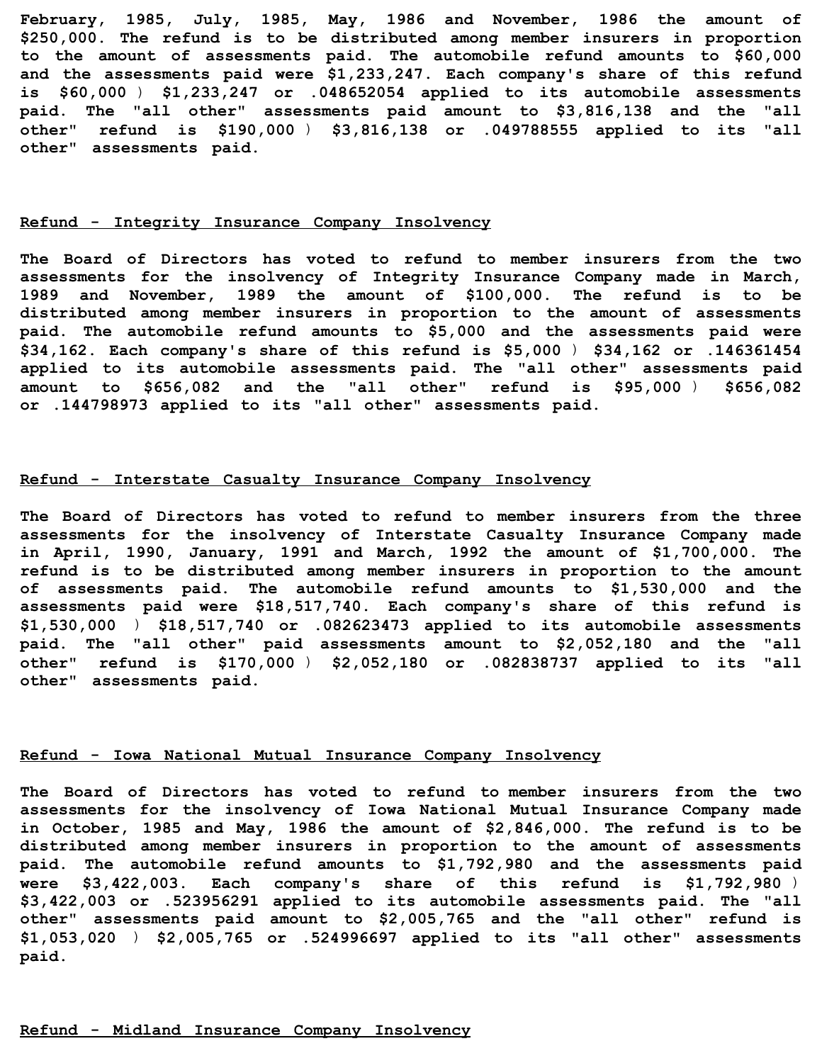February, 1985, July, 1985, May, 1986 and November, 1986 the amount of $250,000. The refund is to be distributed among member insurers in proportion to the amount of assessments paid. The automobile refund amounts to $60,000 and the assessments paid were $1,233,247. Each company's share of this refund is $60,000 ) $1,233,247 or .048652054 applied to its automobile assessments paid. The "all other" assessments paid amount to $3,816,138 and the "all other" refund is $190,000 ) $3,816,138 or .049788555 applied to its "all other" assessments paid.

## Refund - Integrity Insurance Company Insolvency

The Board of Directors has voted to refund to member insurers from the two assessments for the insolvency of Integrity Insurance Company made in March, 1989 and November, 1989 the amount of $100,000. The refund is to be distributed among member insurers in proportion to the amount of assessments paid. The automobile refund amounts to $5,000 and the assessments paid were $34,162. Each company's share of this refund is $5,000 ) $34,162 or .146361454 applied to its automobile assessments paid. The "all other" assessments paid amount to $656,082 and the "all other" refund is $95,000 ) $656,082 or .144798973 applied to its "all other" assessments paid.

## Refund - Interstate Casualty Insurance Company Insolvency

The Board of Directors has voted to refund to member insurers from the three assessments for the insolvency of Interstate Casualty Insurance Company made in April, 1990, January, 1991 and March, 1992 the amount of $1,700,000. The refund is to be distributed among member insurers in proportion to the amount of assessments paid. The automobile refund amounts to $1,530,000 and the assessments paid were $18,517,740. Each company's share of this refund is $1,530,000 ) $18,517,740 or .082623473 applied to its automobile assessments paid. The "all other" paid assessments amount to $2,052,180 and the "all other" refund is $170,000 ) $2,052,180 or .082838737 applied to its "all other" assessments paid.

## Refund - Iowa National Mutual Insurance Company Insolvency

The Board of Directors has voted to refund to member insurers from the two assessments for the insolvency of Iowa National Mutual Insurance Company made in October, 1985 and May, 1986 the amount of $2,846,000. The refund is to be distributed among member insurers in proportion to the amount of assessments paid. The automobile refund amounts to $1,792,980 and the assessments paid were $3,422,003. Each company's share of this refund is $1,792,980 ) $3,422,003 or .523956291 applied to its automobile assessments paid. The "all other" assessments paid amount to $2,005,765 and the "all other" refund is $1,053,020 ) $2,005,765 or .524996697 applied to its "all other" assessments paid.

## Refund - Midland Insurance Company Insolvency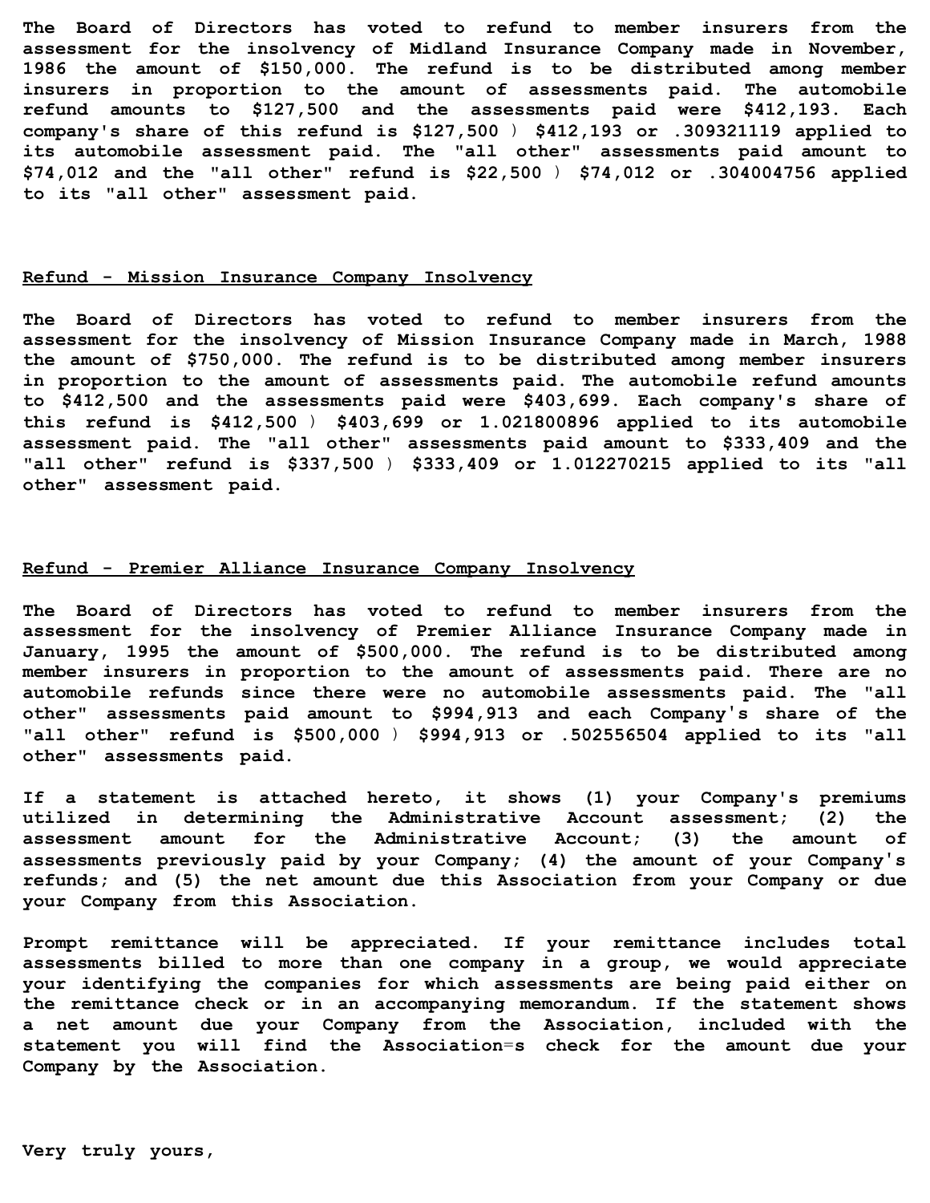The Board of Directors has voted to refund to member insurers from the assessment for the insolvency of Midland Insurance Company made in November, 1986 the amount of $150,000. The refund is to be distributed among member insurers in proportion to the amount of assessments paid. The automobile refund amounts to $127,500 and the assessments paid were $412,193. Each company's share of this refund is $127,500 ) $412,193 or .309321119 applied to its automobile assessment paid. The "all other" assessments paid amount to $74,012 and the "all other" refund is $22,500 ) $74,012 or .304004756 applied to its "all other" assessment paid.

## Refund - Mission Insurance Company Insolvency

The Board of Directors has voted to refund to member insurers from the assessment for the insolvency of Mission Insurance Company made in March, 1988 the amount of $750,000. The refund is to be distributed among member insurers in proportion to the amount of assessments paid. The automobile refund amounts to $412,500 and the assessments paid were $403,699. Each company's share of this refund is $412,500 ) $403,699 or 1.021800896 applied to its automobile assessment paid. The "all other" assessments paid amount to $333,409 and the "all other" refund is $337,500 ) $333,409 or 1.012270215 applied to its "all other" assessment paid.

## Refund - Premier Alliance Insurance Company Insolvency

The Board of Directors has voted to refund to member insurers from the assessment for the insolvency of Premier Alliance Insurance Company made in January, 1995 the amount of $500,000. The refund is to be distributed among member insurers in proportion to the amount of assessments paid. There are no automobile refunds since there were no automobile assessments paid. The "all other" assessments paid amount to $994,913 and each Company's share of the "all other" refund is $500,000 ) $994,913 or .502556504 applied to its "all other" assessments paid.

If a statement is attached hereto, it shows (1) your Company's premiums utilized in determining the Administrative Account assessment; (2) the assessment amount for the Administrative Account; (3) the amount of assessments previously paid by your Company; (4) the amount of your Company's refunds; and (5) the net amount due this Association from your Company or due your Company from this Association.

Prompt remittance will be appreciated. If your remittance includes total assessments billed to more than one company in a group, we would appreciate your identifying the companies for which assessments are being paid either on the remittance check or in an accompanying memorandum. If the statement shows a net amount due your Company from the Association, included with the statement you will find the Association=s check for the amount due your Company by the Association.

Very truly yours,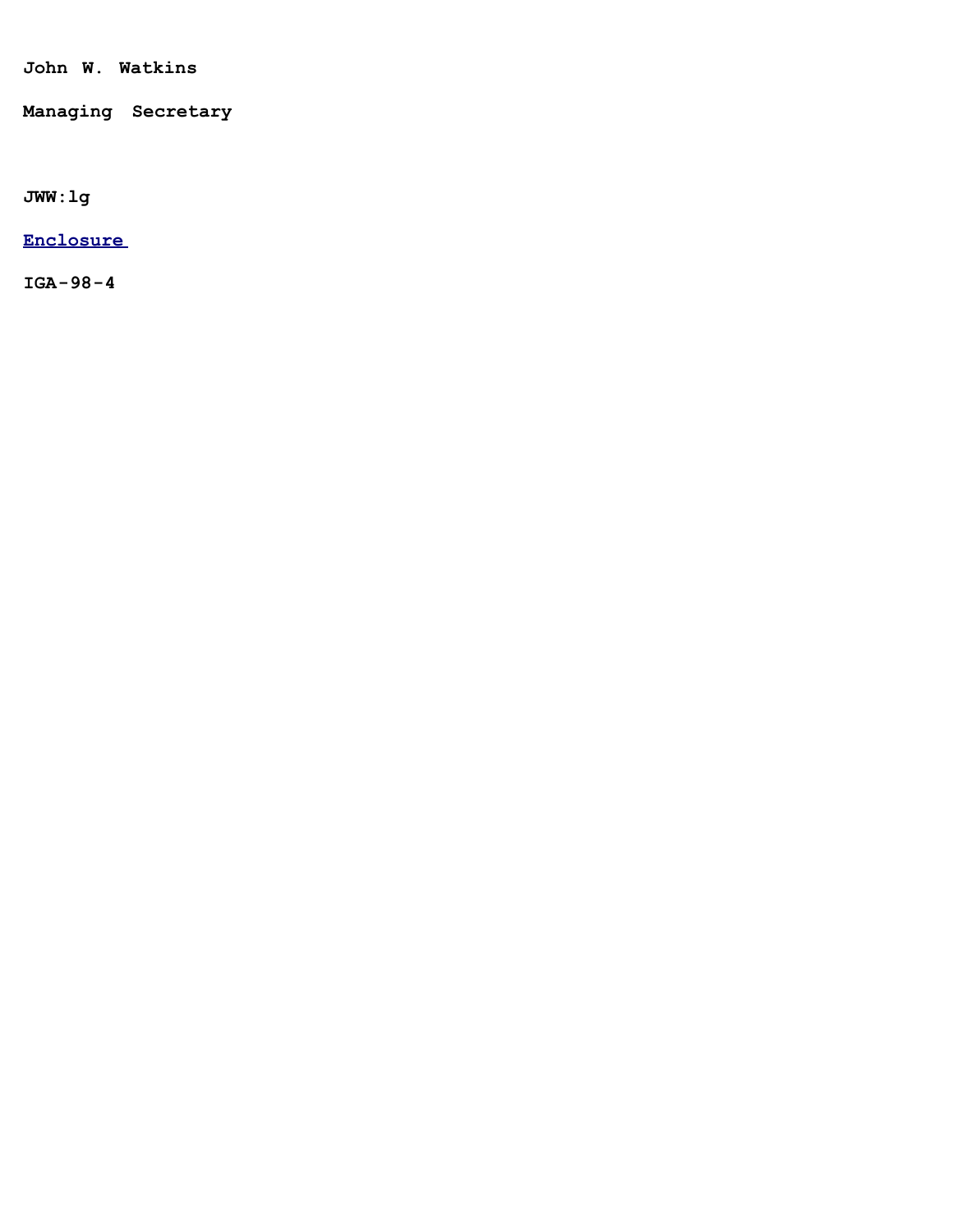**John W. Watkins**

**Managing Secretary**

**JWW:lg**

**Enclosure**

**IGA-98-4**